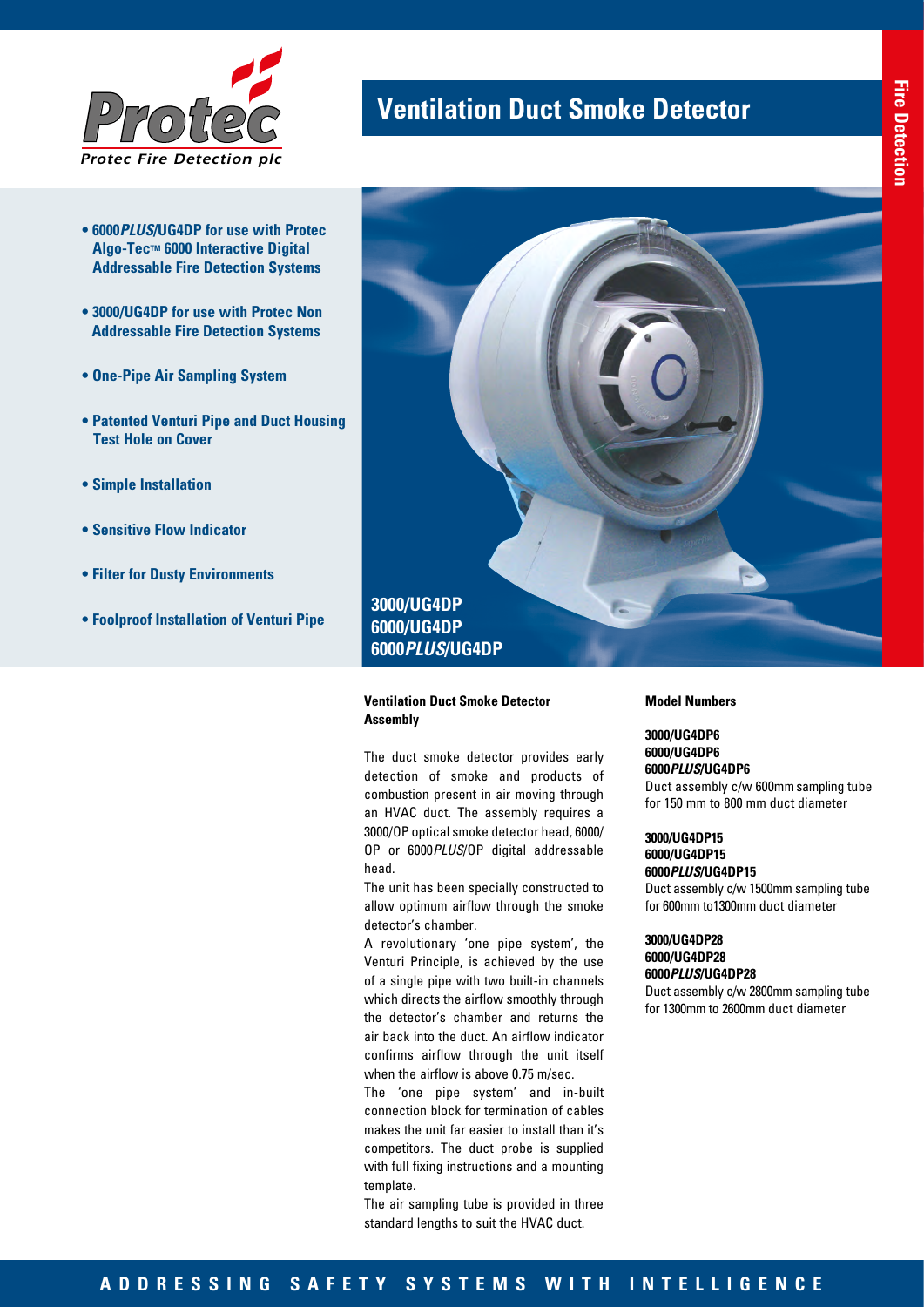Protec

*Protec Fire Detection plc*

# Ventilation Duct Smoke Detector

Fire Detection

- **6000*PLUS*/UG4DP for use with Protec Algo-Tec™ 6000 Interactive Digital Addressable Fire Detection Systems**
- **3000/UG4DP for use with Protec Non Addressable Fire Detection Systems**
- **One-Pipe Air Sampling System**
- **Patented Venturi Pipe and Duct Housing Test Hole on Cover**
- **Simple Installation**
- **Sensitive Flow Indicator**
- **Filter for Dusty Environments**
- **Foolproof Installation of Venturi Pipe**

**3000/UG4DP**
**6000/UG4DP**
**6000*PLUS*/UG4DP**

### Ventilation Duct Smoke Detector Assembly

The duct smoke detector provides early detection of smoke and products of combustion present in air moving through an HVAC duct. The assembly requires a 3000/OP optical smoke detector head, 6000/OP or 6000*PLUS*/OP digital addressable head.

The unit has been specially constructed to allow optimum airflow through the smoke detector's chamber.

A revolutionary 'one pipe system', the Venturi Principle, is achieved by the use of a single pipe with two built-in channels which directs the airflow smoothly through the detector's chamber and returns the air back into the duct. An airflow indicator confirms airflow through the unit itself when the airflow is above 0.75 m/sec.

The 'one pipe system' and in-built connection block for termination of cables makes the unit far easier to install than it's competitors. The duct probe is supplied with full fixing instructions and a mounting template.

The air sampling tube is provided in three standard lengths to suit the HVAC duct.

### Model Numbers

**3000/UG4DP6**
**6000/UG4DP6**
**6000*PLUS*/UG4DP6**
Duct assembly c/w 600mm sampling tube for 150 mm to 800 mm duct diameter

**3000/UG4DP15**
**6000/UG4DP15**
**6000*PLUS*/UG4DP15**
Duct assembly c/w 1500mm sampling tube for 600mm to1300mm duct diameter

**3000/UG4DP28**
**6000/UG4DP28**
**6000*PLUS*/UG4DP28**
Duct assembly c/w 2800mm sampling tube for 1300mm to 2600mm duct diameter

ADDRESSING SAFETY SYSTEMS WITH INTELLIGENCE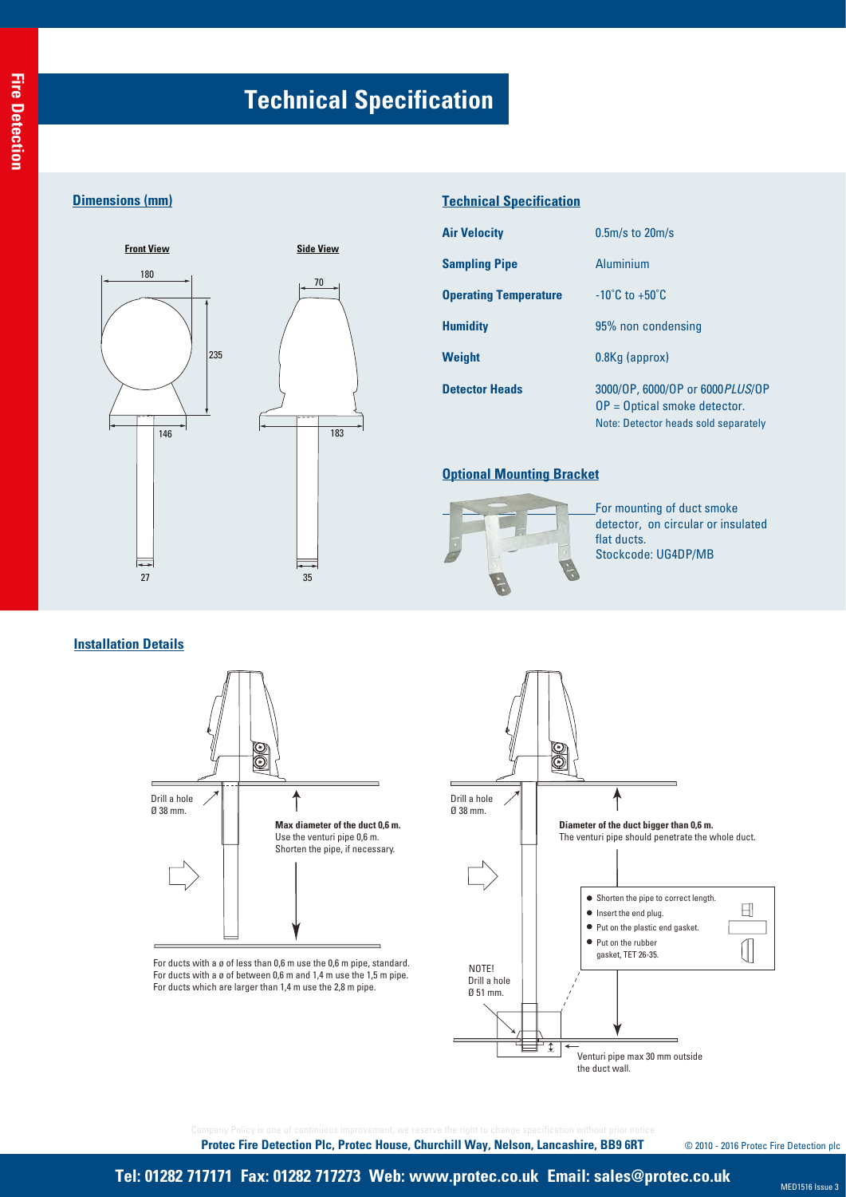// Fire Detection

# Technical Specification

## Dimensions (mm)

**Front View**

180

235

146

27

**Side View**

70

183

35

## Technical Specification

| | |
|---|---|
| **Air Velocity** | 0.5m/s to 20m/s |
| **Sampling Pipe** | Aluminium |
| **Operating Temperature** | -10˚C to +50˚C |
| **Humidity** | 95% non condensing |
| **Weight** | 0.8Kg (approx) |
| **Detector Heads** | 3000/OP, 6000/OP or 6000*PLUS*/OP<br>OP = Optical smoke detector.<br>Note: Detector heads sold separately |

## Optional Mounting Bracket

For mounting of duct smoke detector, on circular or insulated flat ducts.
Stockcode: UG4DP/MB

## Installation Details

Drill a hole Ø 38 mm.

**Max diameter of the duct 0,6 m.**
Use the venturi pipe 0,6 m.
Shorten the pipe, if necessary.

For ducts with a ø of less than 0,6 m use the 0,6 m pipe, standard.
For ducts with a ø of between 0,6 m and 1,4 m use the 1,5 m pipe.
For ducts which are larger than 1,4 m use the 2,8 m pipe.

Drill a hole Ø 38 mm.

**Diameter of the duct bigger than 0,6 m.**
The venturi pipe should penetrate the whole duct.

- Shorten the pipe to correct length.
- Insert the end plug.
- Put on the plastic end gasket.
- Put on the rubber gasket, TET 26-35.

NOTE!
Drill a hole
Ø 51 mm.

Venturi pipe max 30 mm outside the duct wall.

Company Policy is one of continuous improvement, we reserve the right to change specification without prior notice

**Protec Fire Detection Plc, Protec House, Churchill Way, Nelson, Lancashire, BB9 6RT**

© 2010 - 2016 Protec Fire Detection plc

**Tel: 01282 717171 Fax: 01282 717273 Web: www.protec.co.uk Email: sales@protec.co.uk**

MED1516 Issue 3